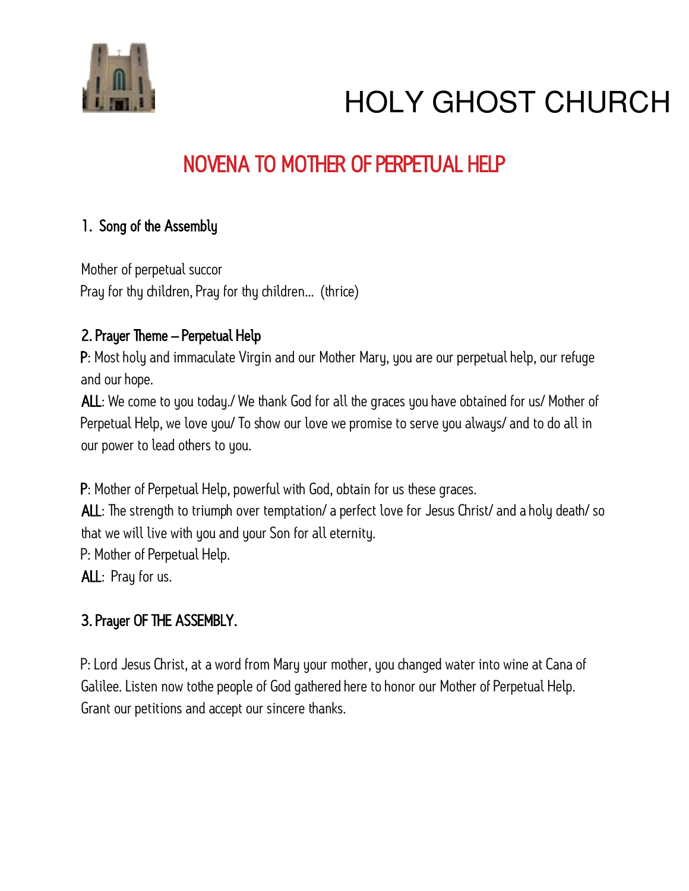# HOLY GHOST CHURCH

## NOVENA TO MOTHER OF PERPETUAL HELP

### 1. Song of the Assembly

Mother of perpetual succor
Pray for thy children, Pray for thy children… (thrice)

### 2. Prayer Theme – Perpetual Help

**P**: Most holy and immaculate Virgin and our Mother Mary, you are our perpetual help, our refuge and our hope.

**ALL**: We come to you today./ We thank God for all the graces you have obtained for us/ Mother of Perpetual Help, we love you/ To show our love we promise to serve you always/ and to do all in our power to lead others to you.

**P**: Mother of Perpetual Help, powerful with God, obtain for us these graces.

**ALL**: The strength to triumph over temptation/ a perfect love for Jesus Christ/ and a holy death/ so that we will live with you and your Son for all eternity.

P: Mother of Perpetual Help.

**ALL**: Pray for us.

### 3. Prayer OF THE ASSEMBLY.

P: Lord Jesus Christ, at a word from Mary your mother, you changed water into wine at Cana of Galilee. Listen now tothe people of God gathered here to honor our Mother of Perpetual Help. Grant our petitions and accept our sincere thanks.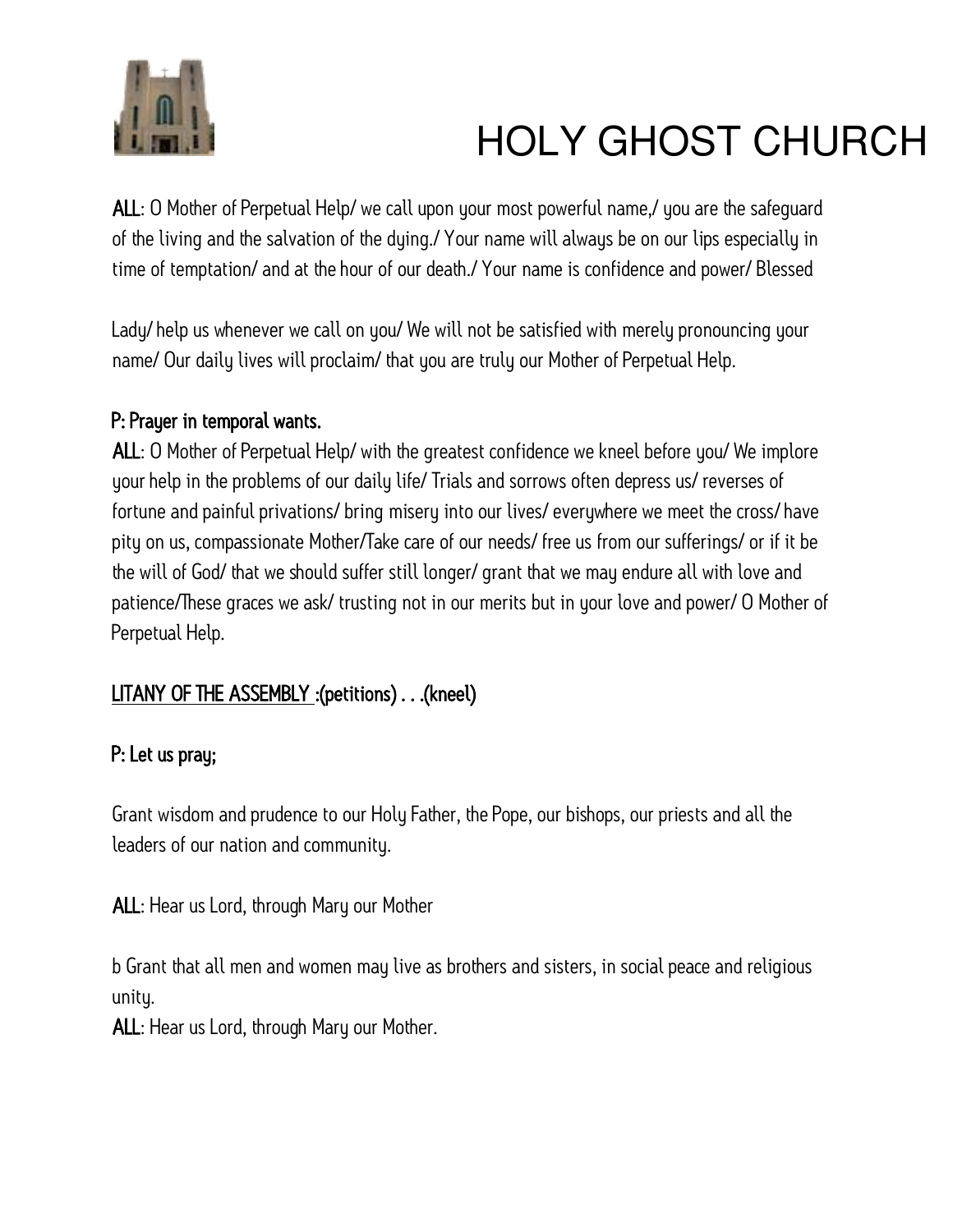# HOLY GHOST CHURCH

**ALL**: O Mother of Perpetual Help/ we call upon your most powerful name,/ you are the safeguard of the living and the salvation of the dying./ Your name will always be on our lips especially in time of temptation/ and at the hour of our death./ Your name is confidence and power/ Blessed

Lady/ help us whenever we call on you/ We will not be satisfied with merely pronouncing your name/ Our daily lives will proclaim/ that you are truly our Mother of Perpetual Help.

**P: Prayer in temporal wants.**

**ALL**: O Mother of Perpetual Help/ with the greatest confidence we kneel before you/ We implore your help in the problems of our daily life/ Trials and sorrows often depress us/ reverses of fortune and painful privations/ bring misery into our lives/ everywhere we meet the cross/ have pity on us, compassionate Mother/Take care of our needs/ free us from our sufferings/ or if it be the will of God/ that we should suffer still longer/ grant that we may endure all with love and patience/These graces we ask/ trusting not in our merits but in your love and power/ O Mother of Perpetual Help.

**<u>LITANY OF THE ASSEMBLY</u> :(petitions) . . .(kneel)**

**P: Let us pray;**

Grant wisdom and prudence to our Holy Father, the Pope, our bishops, our priests and all the leaders of our nation and community.

**ALL**: Hear us Lord, through Mary our Mother

b Grant that all men and women may live as brothers and sisters, in social peace and religious unity.

**ALL**: Hear us Lord, through Mary our Mother.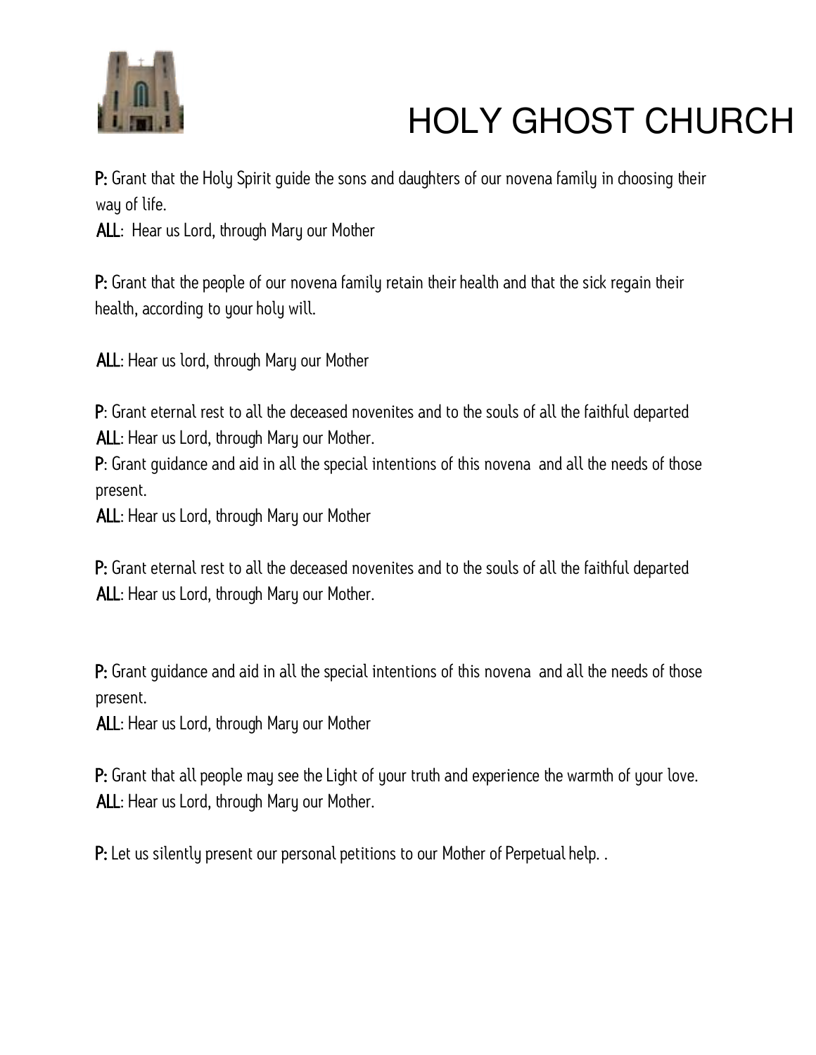**P:** Grant that the Holy Spirit guide the sons and daughters of our novena family in choosing their way of life.

**ALL**: Hear us Lord, through Mary our Mother

**P:** Grant that the people of our novena family retain their health and that the sick regain their health, according to your holy will.

**ALL**: Hear us lord, through Mary our Mother

**P**: Grant eternal rest to all the deceased novenites and to the souls of all the faithful departed

**ALL**: Hear us Lord, through Mary our Mother.

**P**: Grant guidance and aid in all the special intentions of this novena and all the needs of those present.

**ALL**: Hear us Lord, through Mary our Mother

**P:** Grant eternal rest to all the deceased novenites and to the souls of all the faithful departed

**ALL**: Hear us Lord, through Mary our Mother.

**P:** Grant guidance and aid in all the special intentions of this novena and all the needs of those present.

**ALL**: Hear us Lord, through Mary our Mother

**P:** Grant that all people may see the Light of your truth and experience the warmth of your love.

**ALL**: Hear us Lord, through Mary our Mother.

**P:** Let us silently present our personal petitions to our Mother of Perpetual help. .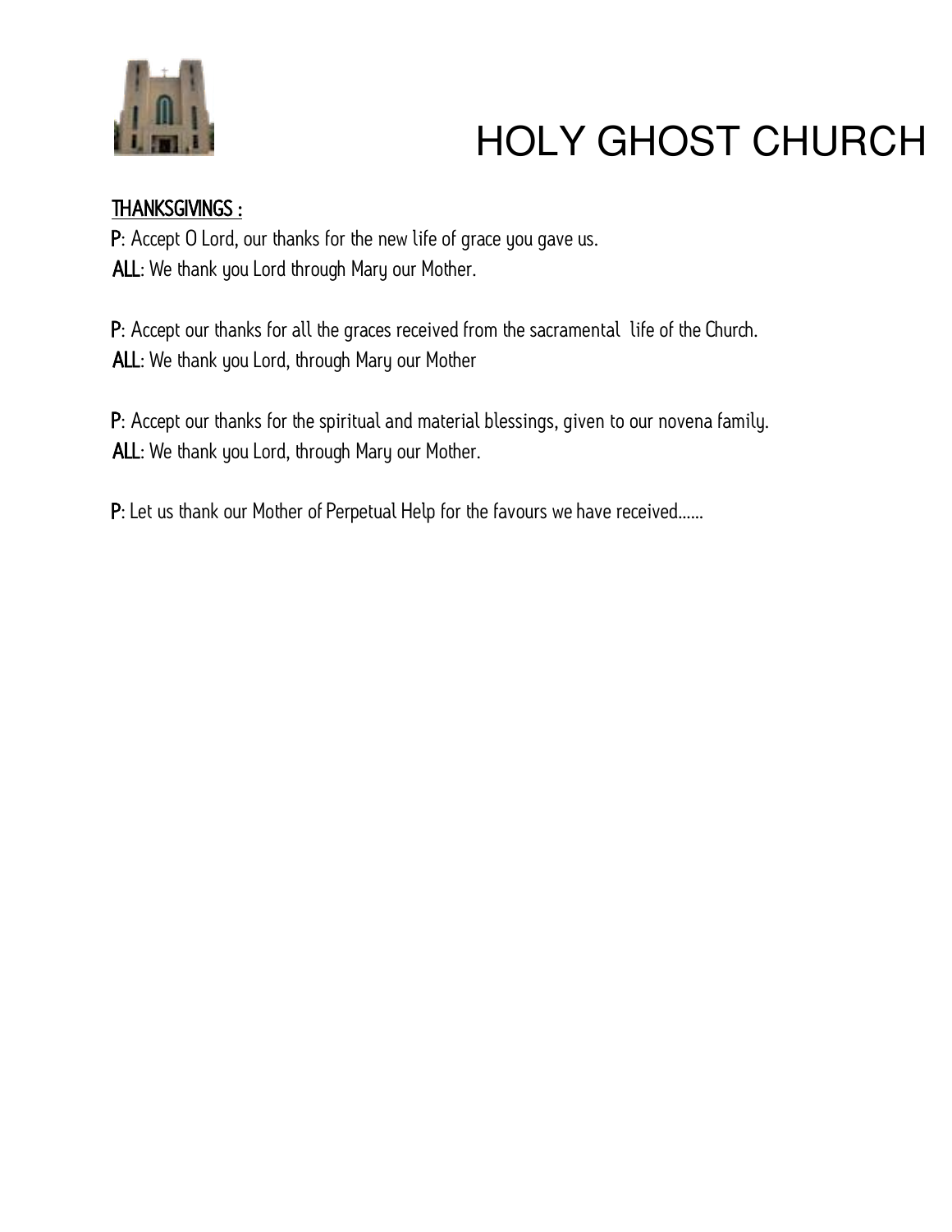# HOLY GHOST CHURCH

**THANKSGIVINGS :**

**P**: Accept O Lord, our thanks for the new life of grace you gave us.
**ALL**: We thank you Lord through Mary our Mother.

**P**: Accept our thanks for all the graces received from the sacramental life of the Church.
**ALL**: We thank you Lord, through Mary our Mother

**P**: Accept our thanks for the spiritual and material blessings, given to our novena family.
**ALL**: We thank you Lord, through Mary our Mother.

**P**: Let us thank our Mother of Perpetual Help for the favours we have received……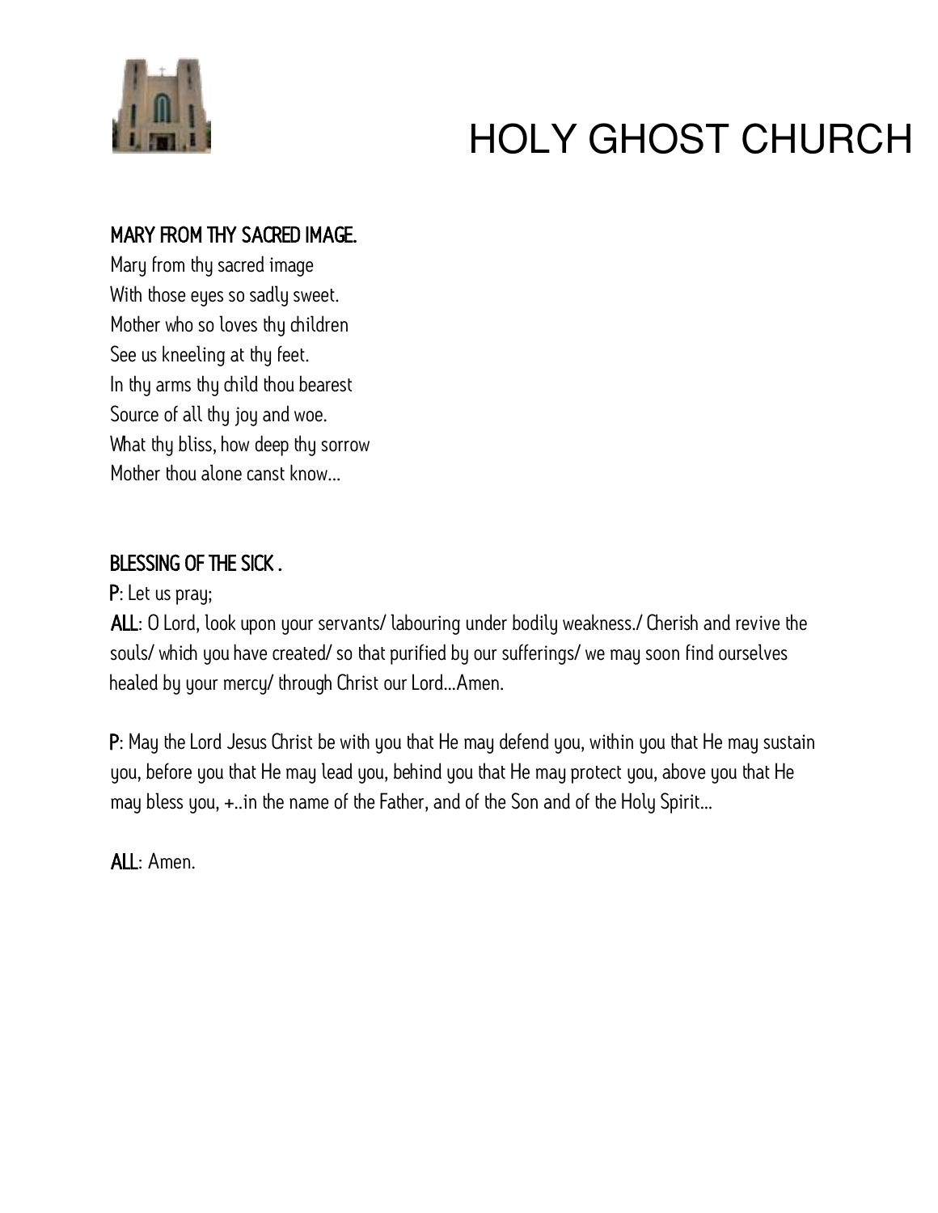# HOLY GHOST CHURCH

**MARY FROM THY SACRED IMAGE.**

Mary from thy sacred image
With those eyes so sadly sweet.
Mother who so loves thy children
See us kneeling at thy feet.
In thy arms thy child thou bearest
Source of all thy joy and woe.
What thy bliss, how deep thy sorrow
Mother thou alone canst know...

**BLESSING OF THE SICK .**

**P**: Let us pray;

**ALL**: O Lord, look upon your servants/ labouring under bodily weakness./ Cherish and revive the souls/ which you have created/ so that purified by our sufferings/ we may soon find ourselves healed by your mercy/ through Christ our Lord...Amen.

**P**: May the Lord Jesus Christ be with you that He may defend you, within you that He may sustain you, before you that He may lead you, behind you that He may protect you, above you that He may bless you, +..in the name of the Father, and of the Son and of the Holy Spirit...

**ALL**: Amen.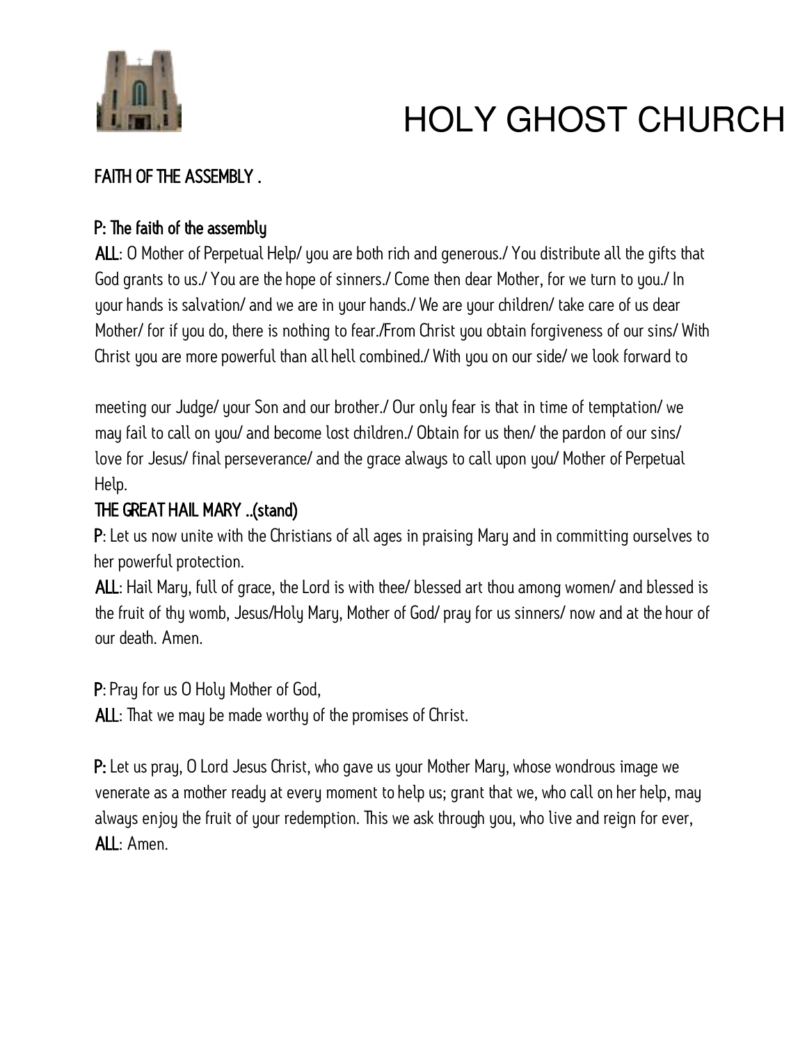# HOLY GHOST CHURCH

**FAITH OF THE ASSEMBLY .**

**P: The faith of the assembly**

**ALL**: O Mother of Perpetual Help/ you are both rich and generous./ You distribute all the gifts that God grants to us./ You are the hope of sinners./ Come then dear Mother, for we turn to you./ In your hands is salvation/ and we are in your hands./ We are your children/ take care of us dear Mother/ for if you do, there is nothing to fear./From Christ you obtain forgiveness of our sins/ With Christ you are more powerful than all hell combined./ With you on our side/ we look forward to

meeting our Judge/ your Son and our brother./ Our only fear is that in time of temptation/ we may fail to call on you/ and become lost children./ Obtain for us then/ the pardon of our sins/ love for Jesus/ final perseverance/ and the grace always to call upon you/ Mother of Perpetual Help.

**THE GREAT HAIL MARY ..(stand)**

**P**: Let us now unite with the Christians of all ages in praising Mary and in committing ourselves to her powerful protection.

**ALL**: Hail Mary, full of grace, the Lord is with thee/ blessed art thou among women/ and blessed is the fruit of thy womb, Jesus/Holy Mary, Mother of God/ pray for us sinners/ now and at the hour of our death. Amen.

**P**: Pray for us O Holy Mother of God,

**ALL**: That we may be made worthy of the promises of Christ.

**P:** Let us pray, O Lord Jesus Christ, who gave us your Mother Mary, whose wondrous image we venerate as a mother ready at every moment to help us; grant that we, who call on her help, may always enjoy the fruit of your redemption. This we ask through you, who live and reign for ever,

**ALL**: Amen.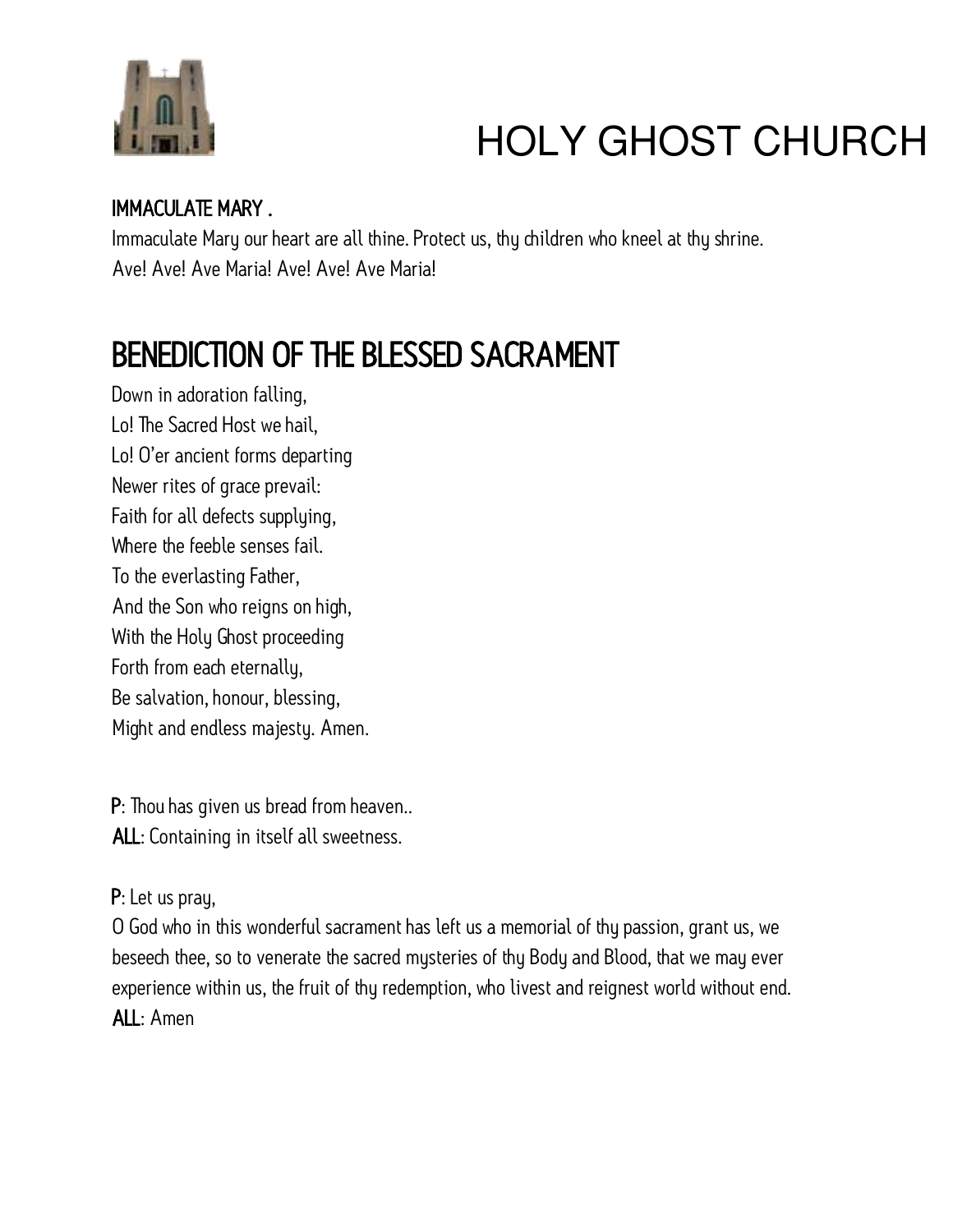# HOLY GHOST CHURCH

**IMMACULATE MARY .**

Immaculate Mary our heart are all thine. Protect us, thy children who kneel at thy shrine.
Ave! Ave! Ave Maria! Ave! Ave! Ave Maria!

## BENEDICTION OF THE BLESSED SACRAMENT

Down in adoration falling,
Lo! The Sacred Host we hail,
Lo! O'er ancient forms departing
Newer rites of grace prevail:
Faith for all defects supplying,
Where the feeble senses fail.
To the everlasting Father,
And the Son who reigns on high,
With the Holy Ghost proceeding
Forth from each eternally,
Be salvation, honour, blessing,
Might and endless majesty. Amen.

**P**: Thou has given us bread from heaven..
**ALL**: Containing in itself all sweetness.

**P**: Let us pray,
O God who in this wonderful sacrament has left us a memorial of thy passion, grant us, we beseech thee, so to venerate the sacred mysteries of thy Body and Blood, that we may ever experience within us, the fruit of thy redemption, who livest and reignest world without end.
**ALL**: Amen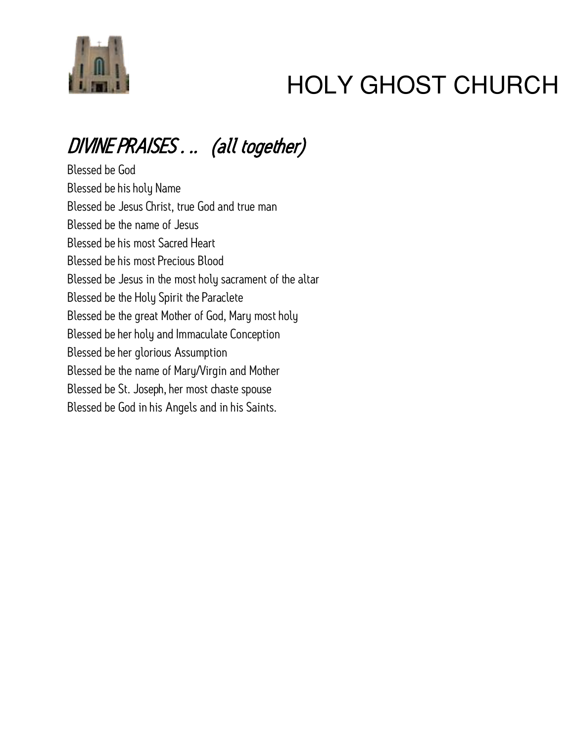# HOLY GHOST CHURCH

## *DIVINE PRAISES . .. (all together)*

Blessed be God
Blessed be his holy Name
Blessed be Jesus Christ, true God and true man
Blessed be the name of Jesus
Blessed be his most Sacred Heart
Blessed be his most Precious Blood
Blessed be Jesus in the most holy sacrament of the altar
Blessed be the Holy Spirit the Paraclete
Blessed be the great Mother of God, Mary most holy
Blessed be her holy and Immaculate Conception
Blessed be her glorious Assumption
Blessed be the name of Mary/Virgin and Mother
Blessed be St. Joseph, her most chaste spouse
Blessed be God in his Angels and in his Saints.